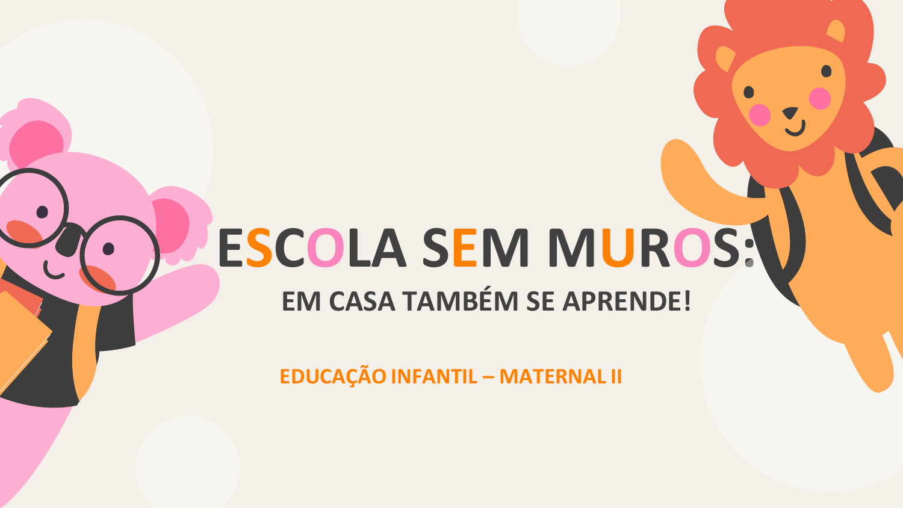# ESCOLA SEM MUROS:

## EM CASA TAMBÉM SE APRENDE!

**EDUCAÇÃO INFANTIL – MATERNAL II**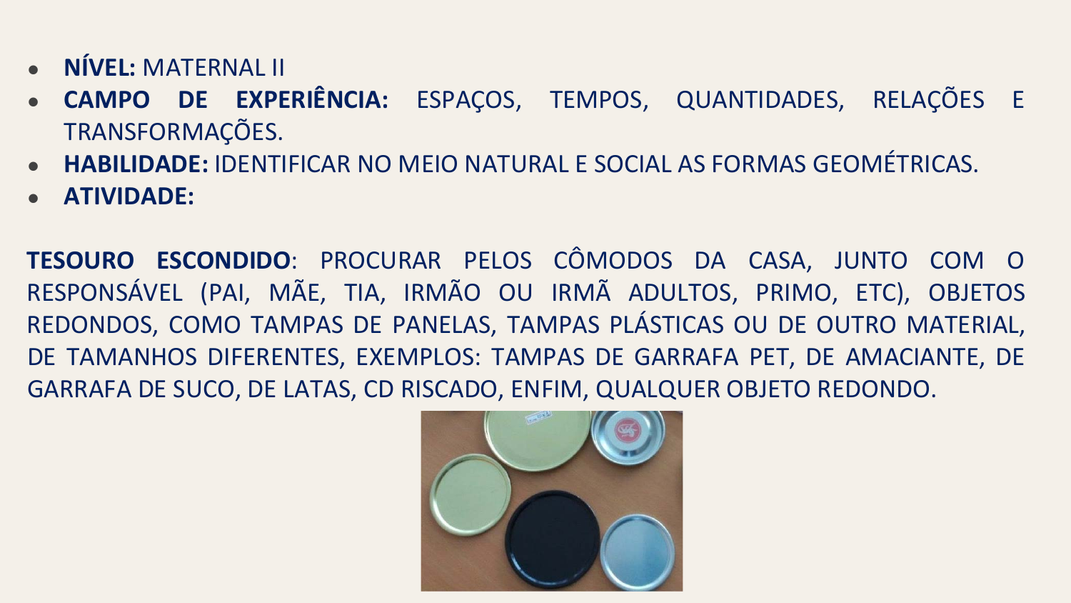- **NÍVEL:** MATERNAL II
- **CAMPO DE EXPERIÊNCIA:** ESPAÇOS, TEMPOS, QUANTIDADES, RELAÇÕES E TRANSFORMAÇÕES.
- **HABILIDADE:** IDENTIFICAR NO MEIO NATURAL E SOCIAL AS FORMAS GEOMÉTRICAS.
- **ATIVIDADE:**

**TESOURO ESCONDIDO**: PROCURAR PELOS CÔMODOS DA CASA, JUNTO COM O RESPONSÁVEL (PAI, MÃE, TIA, IRMÃO OU IRMÃ ADULTOS, PRIMO, ETC), OBJETOS REDONDOS, COMO TAMPAS DE PANELAS, TAMPAS PLÁSTICAS OU DE OUTRO MATERIAL, DE TAMANHOS DIFERENTES, EXEMPLOS: TAMPAS DE GARRAFA PET, DE AMACIANTE, DE GARRAFA DE SUCO, DE LATAS, CD RISCADO, ENFIM, QUALQUER OBJETO REDONDO.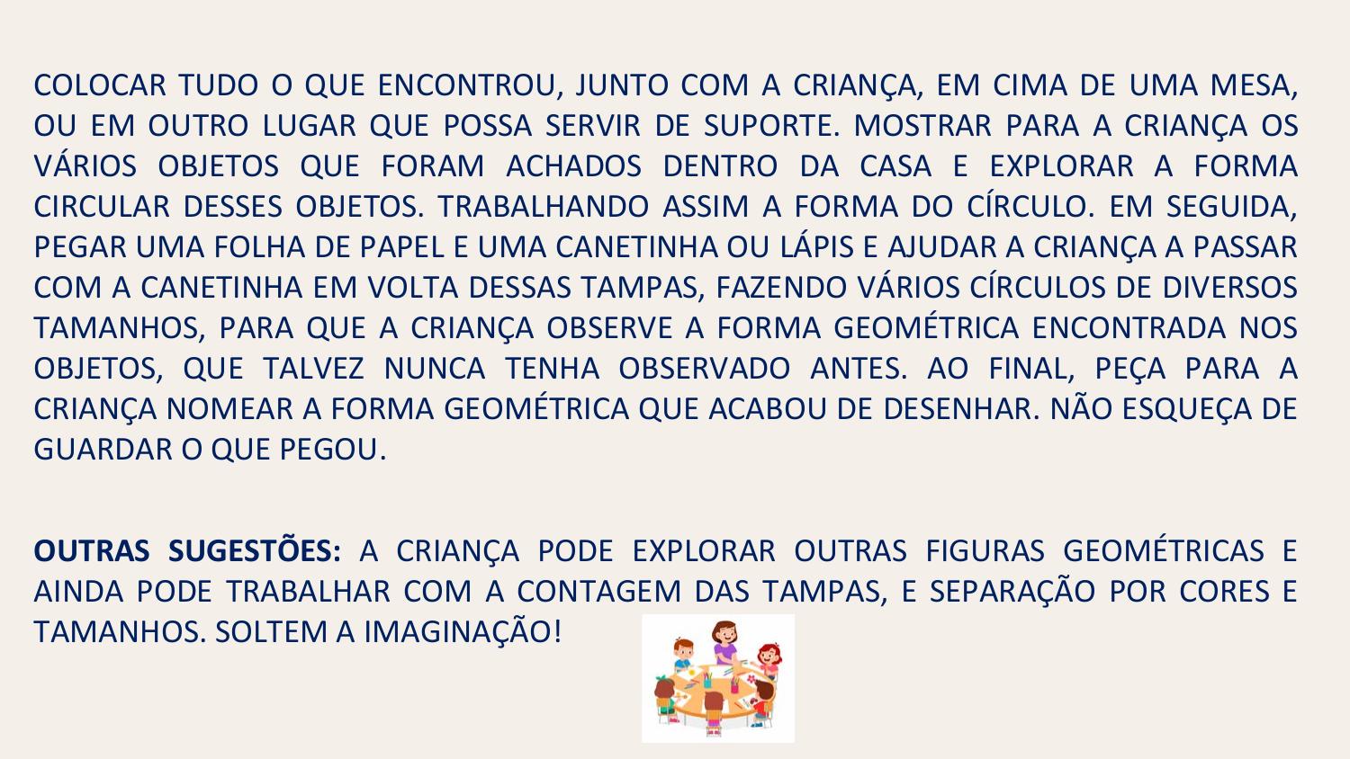COLOCAR TUDO O QUE ENCONTROU, JUNTO COM A CRIANÇA, EM CIMA DE UMA MESA, OU EM OUTRO LUGAR QUE POSSA SERVIR DE SUPORTE. MOSTRAR PARA A CRIANÇA OS VÁRIOS OBJETOS QUE FORAM ACHADOS DENTRO DA CASA E EXPLORAR A FORMA CIRCULAR DESSES OBJETOS. TRABALHANDO ASSIM A FORMA DO CÍRCULO. EM SEGUIDA, PEGAR UMA FOLHA DE PAPEL E UMA CANETINHA OU LÁPIS E AJUDAR A CRIANÇA A PASSAR COM A CANETINHA EM VOLTA DESSAS TAMPAS, FAZENDO VÁRIOS CÍRCULOS DE DIVERSOS TAMANHOS, PARA QUE A CRIANÇA OBSERVE A FORMA GEOMÉTRICA ENCONTRADA NOS OBJETOS, QUE TALVEZ NUNCA TENHA OBSERVADO ANTES. AO FINAL, PEÇA PARA A CRIANÇA NOMEAR A FORMA GEOMÉTRICA QUE ACABOU DE DESENHAR. NÃO ESQUEÇA DE GUARDAR O QUE PEGOU.

**OUTRAS SUGESTÕES:** A CRIANÇA PODE EXPLORAR OUTRAS FIGURAS GEOMÉTRICAS E AINDA PODE TRABALHAR COM A CONTAGEM DAS TAMPAS, E SEPARAÇÃO POR CORES E TAMANHOS. SOLTEM A IMAGINAÇÃO!